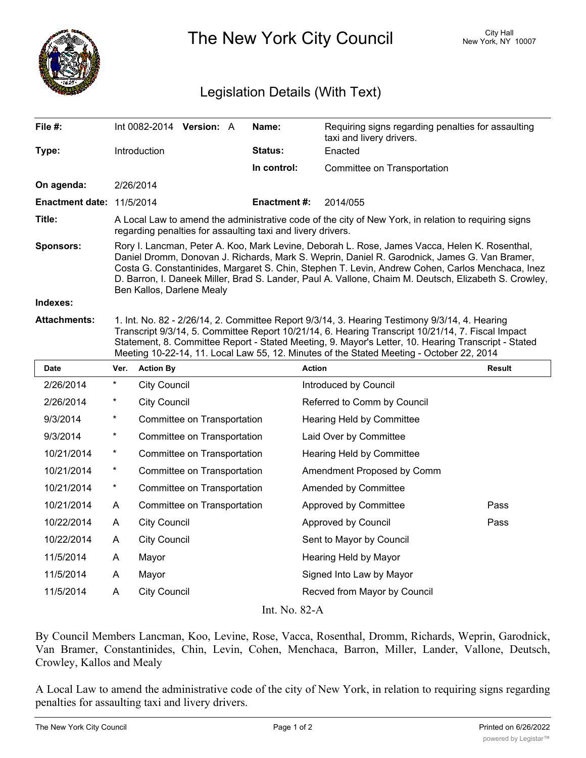# The New York City Council

City Hall
New York, NY 10007

## Legislation Details (With Text)

| | | | |
|---|---|---|---|
| **File #:** | Int 0082-2014 **Version:** A | **Name:** | Requiring signs regarding penalties for assaulting taxi and livery drivers. |
| **Type:** | Introduction | **Status:** | Enacted |
| | | **In control:** | Committee on Transportation |
| **On agenda:** | 2/26/2014 | | |
| **Enactment date:** | 11/5/2014 | **Enactment #:** | 2014/055 |

**Title:** A Local Law to amend the administrative code of the city of New York, in relation to requiring signs regarding penalties for assaulting taxi and livery drivers.

**Sponsors:** Rory I. Lancman, Peter A. Koo, Mark Levine, Deborah L. Rose, James Vacca, Helen K. Rosenthal, Daniel Dromm, Donovan J. Richards, Mark S. Weprin, Daniel R. Garodnick, James G. Van Bramer, Costa G. Constantinides, Margaret S. Chin, Stephen T. Levin, Andrew Cohen, Carlos Menchaca, Inez D. Barron, I. Daneek Miller, Brad S. Lander, Paul A. Vallone, Chaim M. Deutsch, Elizabeth S. Crowley, Ben Kallos, Darlene Mealy

**Indexes:**

**Attachments:** 1. Int. No. 82 - 2/26/14, 2. Committee Report 9/3/14, 3. Hearing Testimony 9/3/14, 4. Hearing Transcript 9/3/14, 5. Committee Report 10/21/14, 6. Hearing Transcript 10/21/14, 7. Fiscal Impact Statement, 8. Committee Report - Stated Meeting, 9. Mayor's Letter, 10. Hearing Transcript - Stated Meeting 10-22-14, 11. Local Law 55, 12. Minutes of the Stated Meeting - October 22, 2014

| Date | Ver. | Action By | Action | Result |
|---|---|---|---|---|
| 2/26/2014 | * | City Council | Introduced by Council | |
| 2/26/2014 | * | City Council | Referred to Comm by Council | |
| 9/3/2014 | * | Committee on Transportation | Hearing Held by Committee | |
| 9/3/2014 | * | Committee on Transportation | Laid Over by Committee | |
| 10/21/2014 | * | Committee on Transportation | Hearing Held by Committee | |
| 10/21/2014 | * | Committee on Transportation | Amendment Proposed by Comm | |
| 10/21/2014 | * | Committee on Transportation | Amended by Committee | |
| 10/21/2014 | A | Committee on Transportation | Approved by Committee | Pass |
| 10/22/2014 | A | City Council | Approved by Council | Pass |
| 10/22/2014 | A | City Council | Sent to Mayor by Council | |
| 11/5/2014 | A | Mayor | Hearing Held by Mayor | |
| 11/5/2014 | A | Mayor | Signed Into Law by Mayor | |
| 11/5/2014 | A | City Council | Recved from Mayor by Council | |

Int. No. 82-A

By Council Members Lancman, Koo, Levine, Rose, Vacca, Rosenthal, Dromm, Richards, Weprin, Garodnick, Van Bramer, Constantinides, Chin, Levin, Cohen, Menchaca, Barron, Miller, Lander, Vallone, Deutsch, Crowley, Kallos and Mealy

A Local Law to amend the administrative code of the city of New York, in relation to requiring signs regarding penalties for assaulting taxi and livery drivers.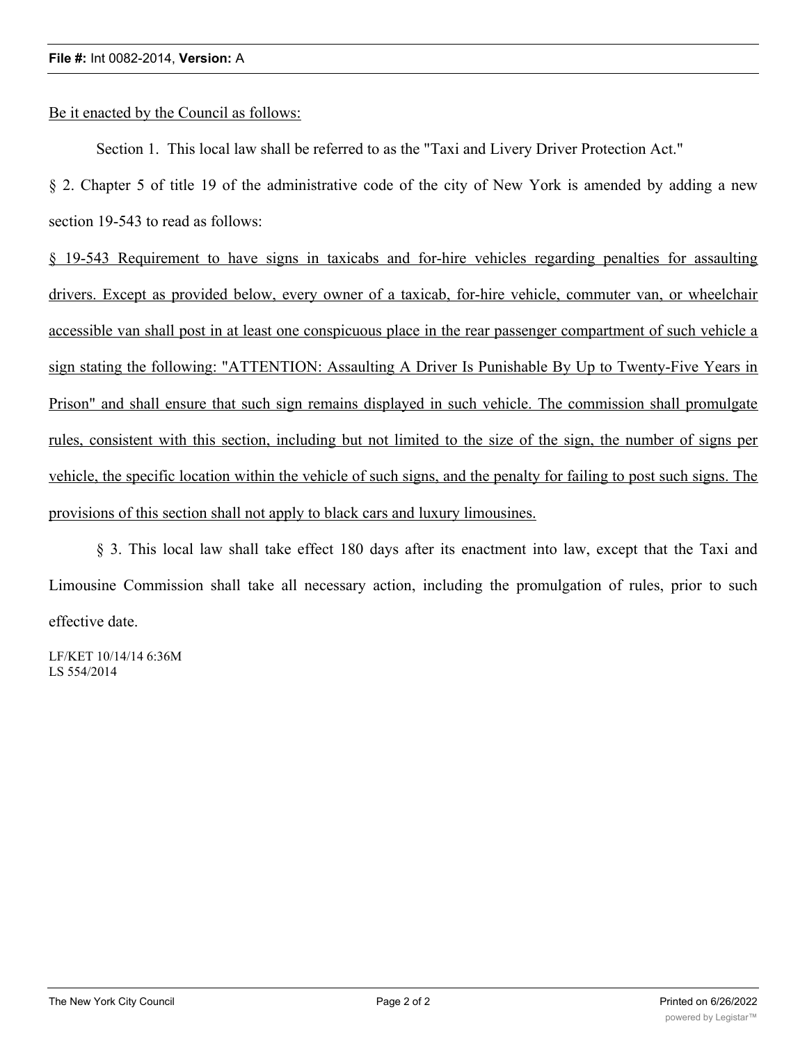Be it enacted by the Council as follows:

Section 1. This local law shall be referred to as the "Taxi and Livery Driver Protection Act."

§ 2. Chapter 5 of title 19 of the administrative code of the city of New York is amended by adding a new section 19-543 to read as follows:

§ 19-543 Requirement to have signs in taxicabs and for-hire vehicles regarding penalties for assaulting drivers. Except as provided below, every owner of a taxicab, for-hire vehicle, commuter van, or wheelchair accessible van shall post in at least one conspicuous place in the rear passenger compartment of such vehicle a sign stating the following: "ATTENTION: Assaulting A Driver Is Punishable By Up to Twenty-Five Years in Prison" and shall ensure that such sign remains displayed in such vehicle. The commission shall promulgate rules, consistent with this section, including but not limited to the size of the sign, the number of signs per vehicle, the specific location within the vehicle of such signs, and the penalty for failing to post such signs. The provisions of this section shall not apply to black cars and luxury limousines.

§ 3. This local law shall take effect 180 days after its enactment into law, except that the Taxi and Limousine Commission shall take all necessary action, including the promulgation of rules, prior to such effective date.

LF/KET 10/14/14 6:36M
LS 554/2014